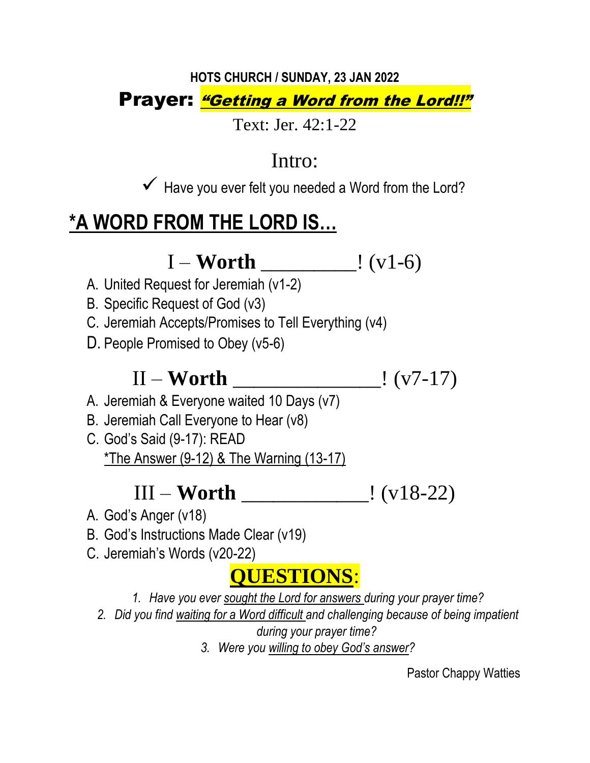**HOTS CHURCH / SUNDAY, 23 JAN 2022**

# Prayer: *"Getting a Word from the Lord!!"*

Text: Jer. 42:1-22

## Intro:

✓ Have you ever felt you needed a Word from the Lord?

## *A WORD FROM THE LORD IS…

### I – **Worth** _________! (v1-6)

A. United Request for Jeremiah (v1-2)
B. Specific Request of God (v3)
C. Jeremiah Accepts/Promises to Tell Everything (v4)
D. People Promised to Obey (v5-6)

### II – **Worth** ______________! (v7-17)

A. Jeremiah & Everyone waited 10 Days (v7)
B. Jeremiah Call Everyone to Hear (v8)
C. God's Said (9-17): READ
   *The Answer (9-12) & The Warning (13-17)*

### III – **Worth** ____________! (v18-22)

A. God's Anger (v18)
B. God's Instructions Made Clear (v19)
C. Jeremiah's Words (v20-22)

## QUESTIONS:

1. *Have you ever sought the Lord for answers during your prayer time?*
2. *Did you find waiting for a Word difficult and challenging because of being impatient during your prayer time?*
3. *Were you willing to obey God's answer?*

Pastor Chappy Watties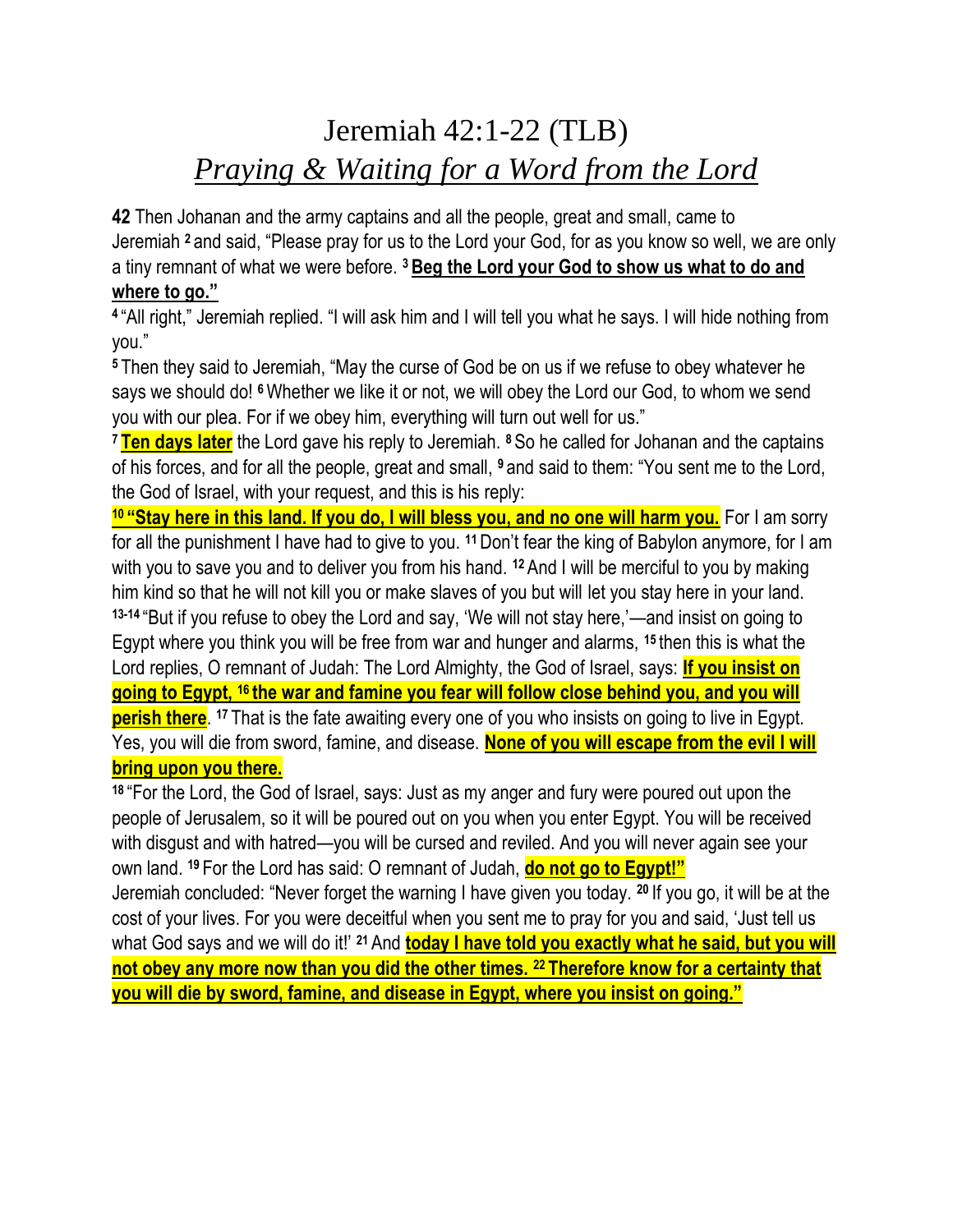# Jeremiah 42:1-22 (TLB)

## *Praying & Waiting for a Word from the Lord*

**42** Then Johanan and the army captains and all the people, great and small, came to Jeremiah **2** and said, "Please pray for us to the Lord your God, for as you know so well, we are only a tiny remnant of what we were before. **3** **Beg the Lord your God to show us what to do and where to go."**

**4** "All right," Jeremiah replied. "I will ask him and I will tell you what he says. I will hide nothing from you."

**5** Then they said to Jeremiah, "May the curse of God be on us if we refuse to obey whatever he says we should do! **6** Whether we like it or not, we will obey the Lord our God, to whom we send you with our plea. For if we obey him, everything will turn out well for us."

**7** **Ten days later** the Lord gave his reply to Jeremiah. **8** So he called for Johanan and the captains of his forces, and for all the people, great and small, **9** and said to them: "You sent me to the Lord, the God of Israel, with your request, and this is his reply:

**10 "Stay here in this land. If you do, I will bless you, and no one will harm you.** For I am sorry for all the punishment I have had to give to you. **11** Don't fear the king of Babylon anymore, for I am with you to save you and to deliver you from his hand. **12** And I will be merciful to you by making him kind so that he will not kill you or make slaves of you but will let you stay here in your land. **13-14** "But if you refuse to obey the Lord and say, 'We will not stay here,'—and insist on going to Egypt where you think you will be free from war and hunger and alarms, **15** then this is what the Lord replies, O remnant of Judah: The Lord Almighty, the God of Israel, says: **If you insist on going to Egypt, 16 the war and famine you fear will follow close behind you, and you will perish there**. **17** That is the fate awaiting every one of you who insists on going to live in Egypt. Yes, you will die from sword, famine, and disease. **None of you will escape from the evil I will bring upon you there.**

**18** "For the Lord, the God of Israel, says: Just as my anger and fury were poured out upon the people of Jerusalem, so it will be poured out on you when you enter Egypt. You will be received with disgust and with hatred—you will be cursed and reviled. And you will never again see your own land. **19** For the Lord has said: O remnant of Judah, **do not go to Egypt!"**

Jeremiah concluded: "Never forget the warning I have given you today. **20** If you go, it will be at the cost of your lives. For you were deceitful when you sent me to pray for you and said, 'Just tell us what God says and we will do it!' **21** And **today I have told you exactly what he said, but you will not obey any more now than you did the other times. 22 Therefore know for a certainty that you will die by sword, famine, and disease in Egypt, where you insist on going."**